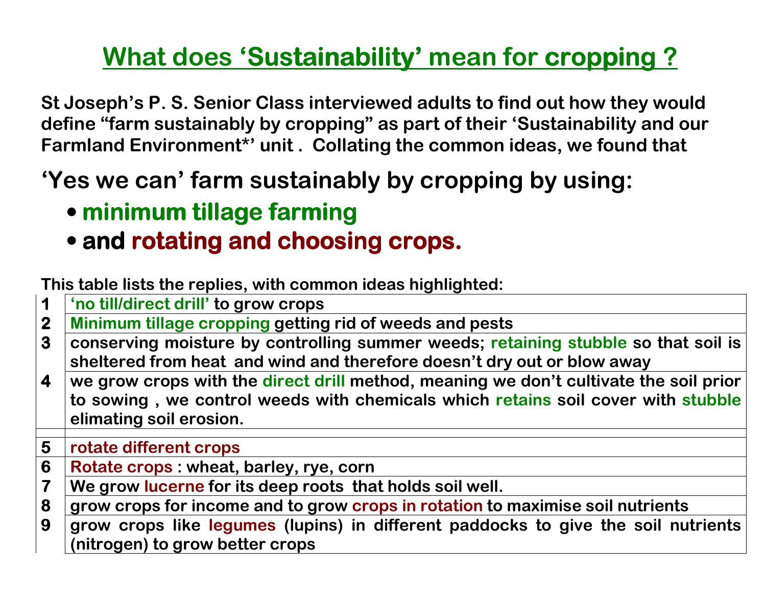# What does 'Sustainability' mean for cropping ?

**St Joseph's P. S. Senior Class interviewed adults to find out how they would define "farm sustainably by cropping" as part of their 'Sustainability and our Farmland Environment*' unit . Collating the common ideas, we found that**

## 'Yes we can' farm sustainably by cropping by using:

- **minimum tillage farming**
- **and rotating and choosing crops.**

**This table lists the replies, with common ideas highlighted:**

| | |
|---|---|
| 1 | 'no till/direct drill' to grow crops |
| 2 | Minimum tillage cropping getting rid of weeds and pests |
| 3 | conserving moisture by controlling summer weeds; retaining stubble so that soil is sheltered from heat and wind and therefore doesn't dry out or blow away |
| 4 | we grow crops with the direct drill method, meaning we don't cultivate the soil prior to sowing , we control weeds with chemicals which retains soil cover with stubble elimating soil erosion. |
| | |
| 5 | rotate different crops |
| 6 | Rotate crops : wheat, barley, rye, corn |
| 7 | We grow lucerne for its deep roots that holds soil well. |
| 8 | grow crops for income and to grow crops in rotation to maximise soil nutrients |
| 9 | grow crops like legumes (lupins) in different paddocks to give the soil nutrients (nitrogen) to grow better crops |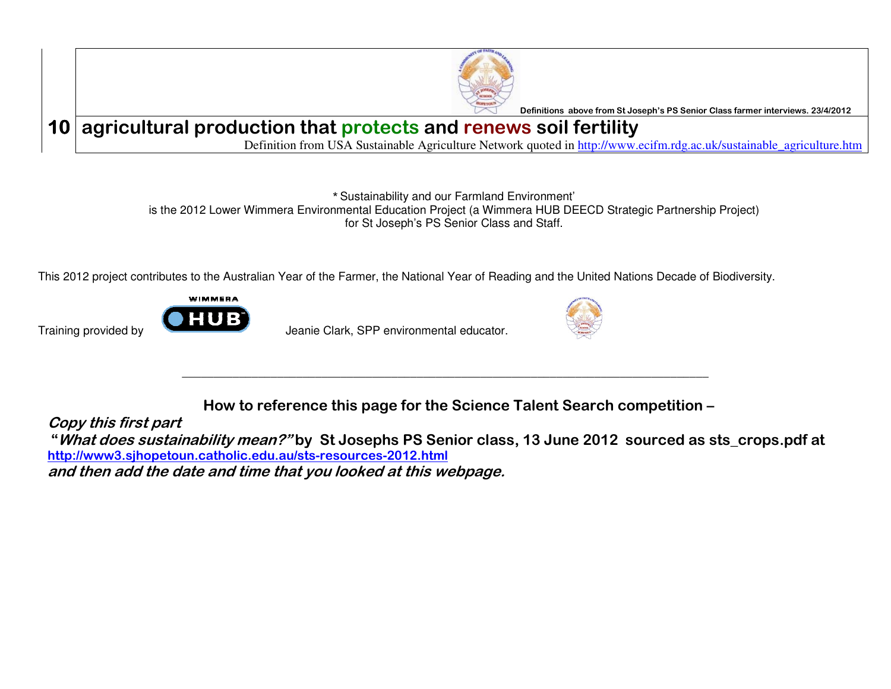Definitions above from St Joseph's PS Senior Class farmer interviews. 23/4/2012

| | |
|---|---|
| **10** | **agricultural production that protects and renews soil fertility**<br>Definition from USA Sustainable Agriculture Network quoted in http://www.ecifm.rdg.ac.uk/sustainable_agriculture.htm |

* Sustainability and our Farmland Environment'
is the 2012 Lower Wimmera Environmental Education Project (a Wimmera HUB DEECD Strategic Partnership Project)
for St Joseph's PS Senior Class and Staff.

This 2012 project contributes to the Australian Year of the Farmer, the National Year of Reading and the United Nations Decade of Biodiversity.

Training provided by WIMMERA HUB Jeanie Clark, SPP environmental educator.

---

**How to reference this page for the Science Talent Search competition –**

***Copy this first part***

**"*What does sustainability mean?*" by St Josephs PS Senior class, 13 June 2012 sourced as sts_crops.pdf at**
**http://www3.sjhopetoun.catholic.edu.au/sts-resources-2012.html**
***and then add the date and time that you looked at this webpage.***